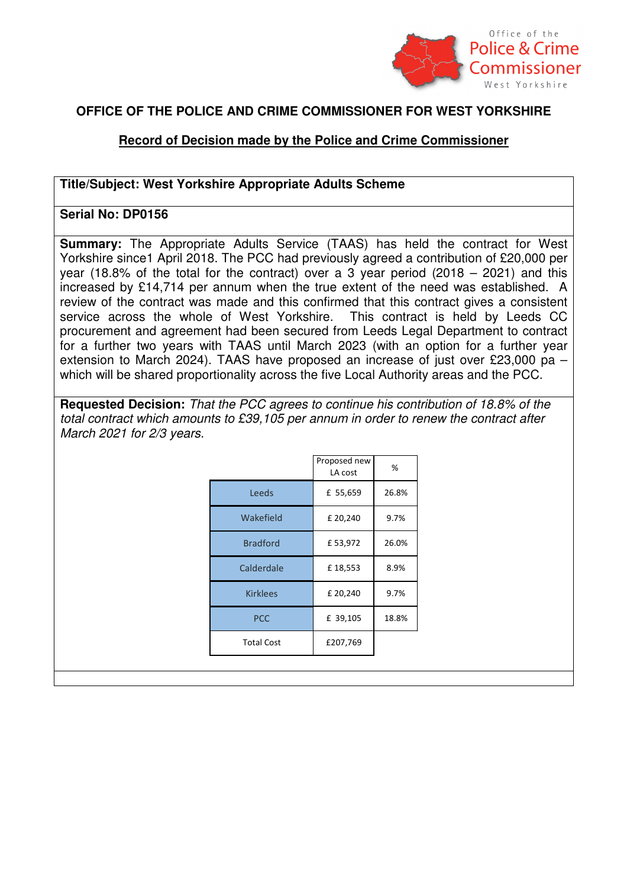Office of the Police & Crime Commissioner West Yorkshire

# OFFICE OF THE POLICE AND CRIME COMMISSIONER FOR WEST YORKSHIRE

## Record of Decision made by the Police and Crime Commissioner

**Title/Subject: West Yorkshire Appropriate Adults Scheme**

**Serial No: DP0156**

**Summary:** The Appropriate Adults Service (TAAS) has held the contract for West Yorkshire since1 April 2018. The PCC had previously agreed a contribution of £20,000 per year (18.8% of the total for the contract) over a 3 year period (2018 – 2021) and this increased by £14,714 per annum when the true extent of the need was established. A review of the contract was made and this confirmed that this contract gives a consistent service across the whole of West Yorkshire. This contract is held by Leeds CC procurement and agreement had been secured from Leeds Legal Department to contract for a further two years with TAAS until March 2023 (with an option for a further year extension to March 2024). TAAS have proposed an increase of just over £23,000 pa – which will be shared proportionality across the five Local Authority areas and the PCC.

**Requested Decision:** *That the PCC agrees to continue his contribution of 18.8% of the total contract which amounts to £39,105 per annum in order to renew the contract after March 2021 for 2/3 years.*

| | Proposed new LA cost | % |
|---|---|---|
| Leeds | £ 55,659 | 26.8% |
| Wakefield | £ 20,240 | 9.7% |
| Bradford | £ 53,972 | 26.0% |
| Calderdale | £ 18,553 | 8.9% |
| Kirklees | £ 20,240 | 9.7% |
| PCC | £ 39,105 | 18.8% |
| Total Cost | £207,769 | |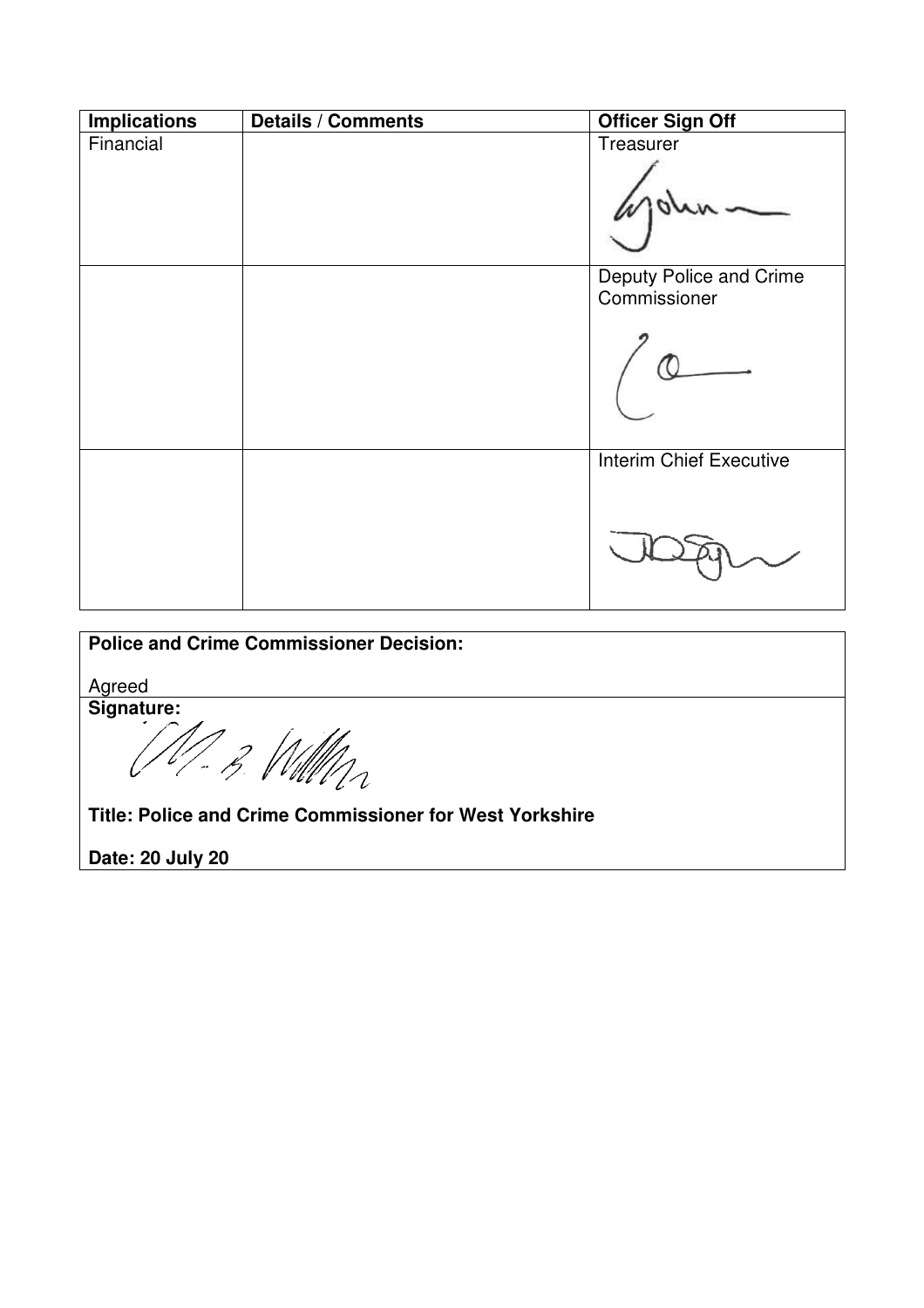| Implications | Details / Comments | Officer Sign Off |
| --- | --- | --- |
| Financial | | Treasurer |
| | | Deputy Police and Crime Commissioner |
| | | Interim Chief Executive |

**Police and Crime Commissioner Decision:**

Agreed

**Signature:**

**Title: Police and Crime Commissioner for West Yorkshire**

**Date: 20 July 20**